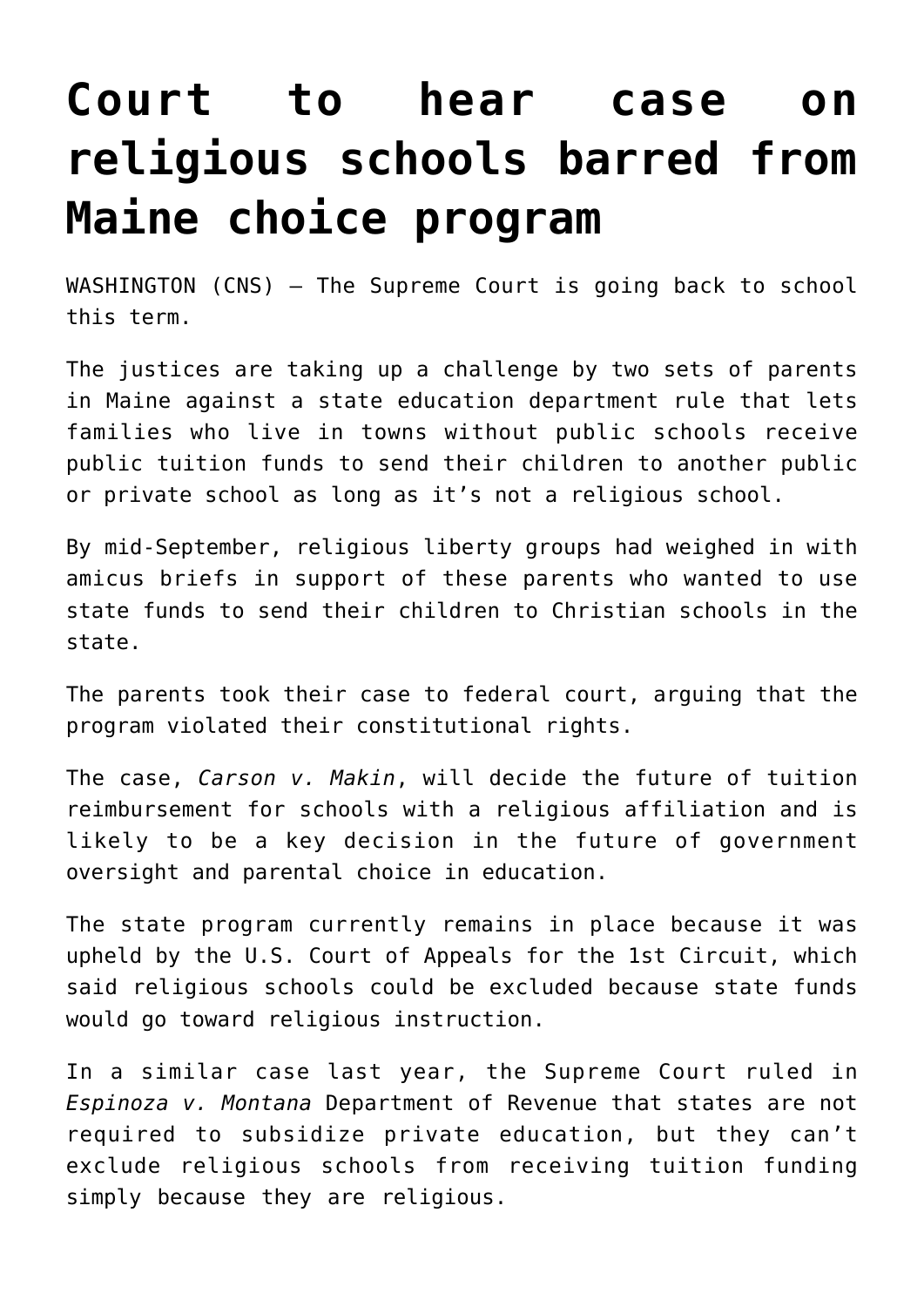# Court to hear case on religious schools barred from Maine choice program

WASHINGTON (CNS) — The Supreme Court is going back to school this term.

The justices are taking up a challenge by two sets of parents in Maine against a state education department rule that lets families who live in towns without public schools receive public tuition funds to send their children to another public or private school as long as it's not a religious school.

By mid-September, religious liberty groups had weighed in with amicus briefs in support of these parents who wanted to use state funds to send their children to Christian schools in the state.

The parents took their case to federal court, arguing that the program violated their constitutional rights.

The case, *Carson v. Makin*, will decide the future of tuition reimbursement for schools with a religious affiliation and is likely to be a key decision in the future of government oversight and parental choice in education.

The state program currently remains in place because it was upheld by the U.S. Court of Appeals for the 1st Circuit, which said religious schools could be excluded because state funds would go toward religious instruction.

In a similar case last year, the Supreme Court ruled in *Espinoza v. Montana* Department of Revenue that states are not required to subsidize private education, but they can't exclude religious schools from receiving tuition funding simply because they are religious.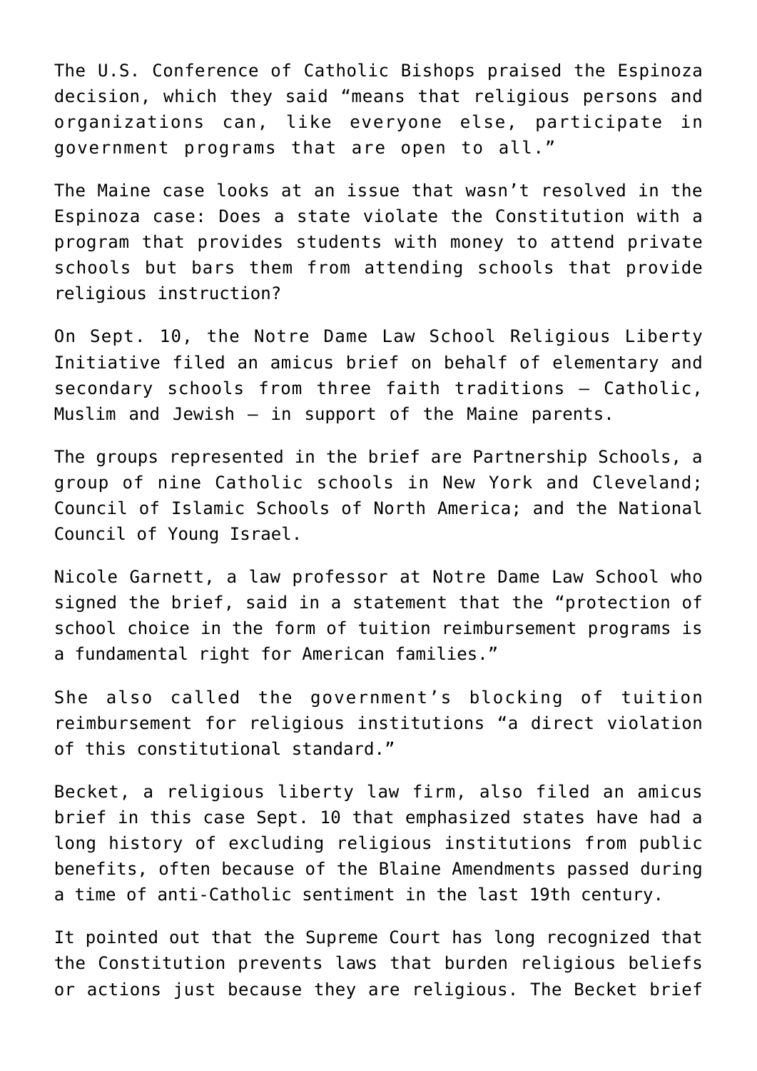The U.S. Conference of Catholic Bishops praised the Espinoza decision, which they said "means that religious persons and organizations can, like everyone else, participate in government programs that are open to all."

The Maine case looks at an issue that wasn't resolved in the Espinoza case: Does a state violate the Constitution with a program that provides students with money to attend private schools but bars them from attending schools that provide religious instruction?

On Sept. 10, the Notre Dame Law School Religious Liberty Initiative filed an amicus brief on behalf of elementary and secondary schools from three faith traditions — Catholic, Muslim and Jewish — in support of the Maine parents.

The groups represented in the brief are Partnership Schools, a group of nine Catholic schools in New York and Cleveland; Council of Islamic Schools of North America; and the National Council of Young Israel.

Nicole Garnett, a law professor at Notre Dame Law School who signed the brief, said in a statement that the "protection of school choice in the form of tuition reimbursement programs is a fundamental right for American families."

She also called the government's blocking of tuition reimbursement for religious institutions "a direct violation of this constitutional standard."

Becket, a religious liberty law firm, also filed an amicus brief in this case Sept. 10 that emphasized states have had a long history of excluding religious institutions from public benefits, often because of the Blaine Amendments passed during a time of anti-Catholic sentiment in the last 19th century.

It pointed out that the Supreme Court has long recognized that the Constitution prevents laws that burden religious beliefs or actions just because they are religious. The Becket brief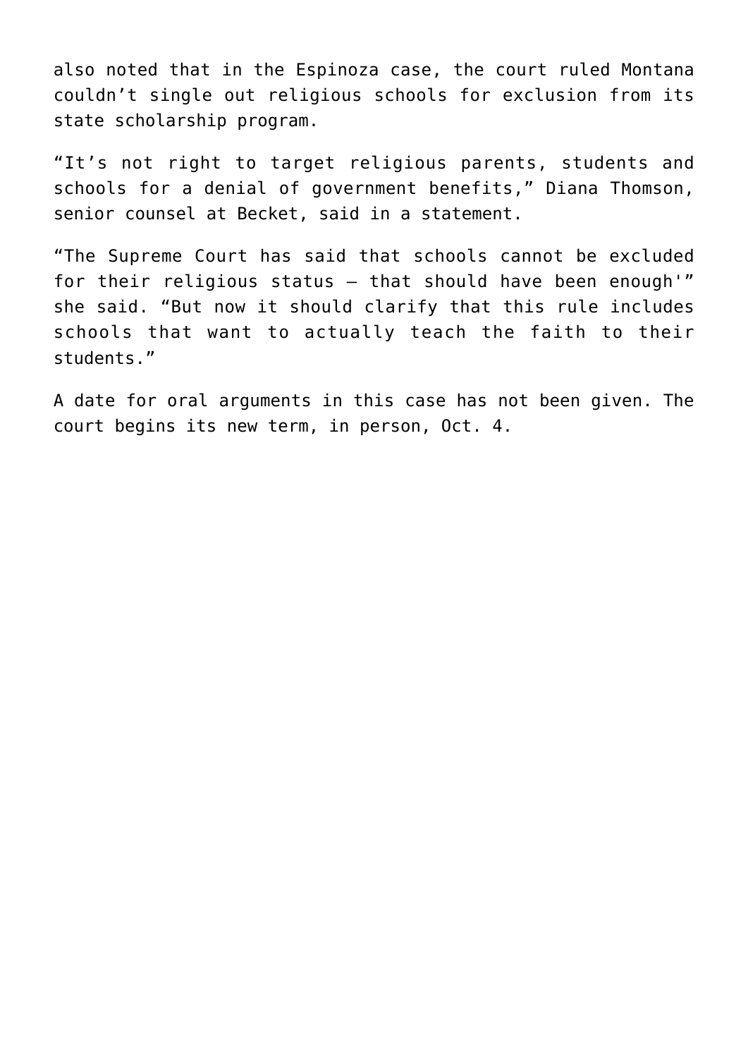also noted that in the Espinoza case, the court ruled Montana couldn't single out religious schools for exclusion from its state scholarship program.

"It's not right to target religious parents, students and schools for a denial of government benefits," Diana Thomson, senior counsel at Becket, said in a statement.

"The Supreme Court has said that schools cannot be excluded for their religious status — that should have been enough'" she said. "But now it should clarify that this rule includes schools that want to actually teach the faith to their students."

A date for oral arguments in this case has not been given. The court begins its new term, in person, Oct. 4.